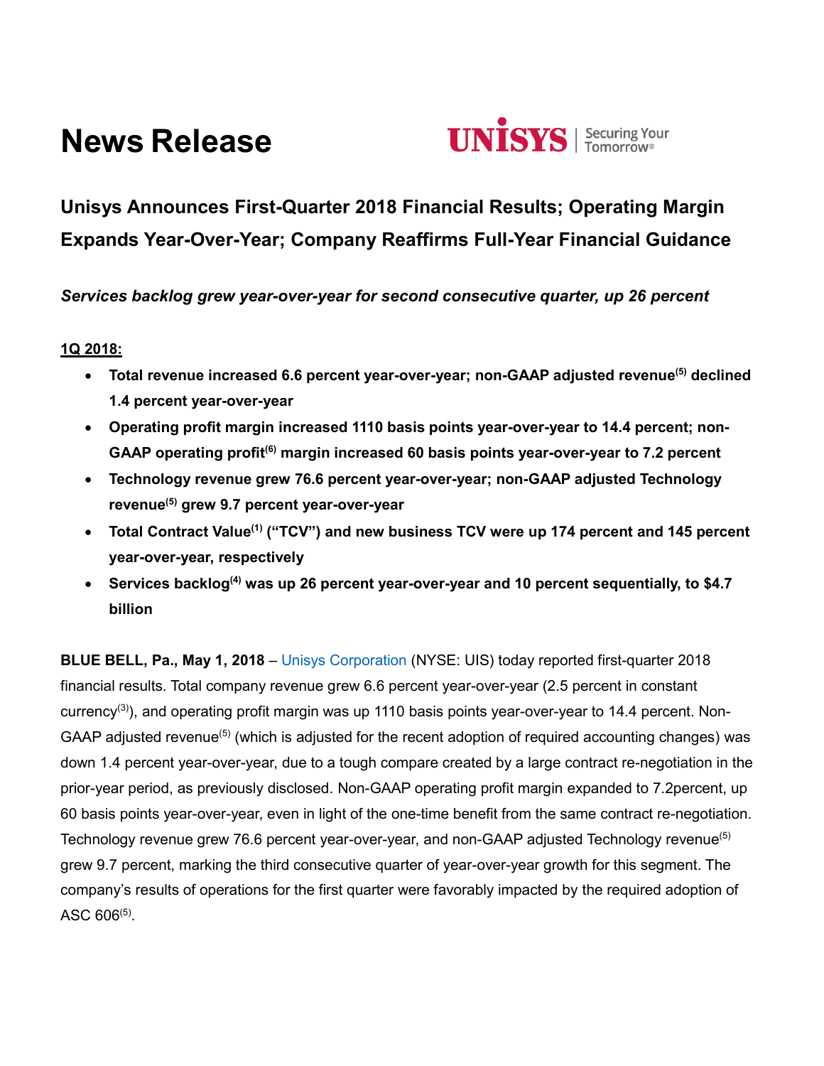# News Release

UNISYS | Securing Your Tomorrow®

## Unisys Announces First-Quarter 2018 Financial Results; Operating Margin Expands Year-Over-Year; Company Reaffirms Full-Year Financial Guidance

***Services backlog grew year-over-year for second consecutive quarter, up 26 percent***

**1Q 2018:**

- **Total revenue increased 6.6 percent year-over-year; non-GAAP adjusted revenue[5] declined 1.4 percent year-over-year**
- **Operating profit margin increased 1110 basis points year-over-year to 14.4 percent; non-GAAP operating profit[6] margin increased 60 basis points year-over-year to 7.2 percent**
- **Technology revenue grew 76.6 percent year-over-year; non-GAAP adjusted Technology revenue[5] grew 9.7 percent year-over-year**
- **Total Contract Value[1] ("TCV") and new business TCV were up 174 percent and 145 percent year-over-year, respectively**
- **Services backlog[4] was up 26 percent year-over-year and 10 percent sequentially, to $4.7 billion**

**BLUE BELL, Pa., May 1, 2018** – Unisys Corporation (NYSE: UIS) today reported first-quarter 2018 financial results. Total company revenue grew 6.6 percent year-over-year (2.5 percent in constant currency[3]), and operating profit margin was up 1110 basis points year-over-year to 14.4 percent. Non-GAAP adjusted revenue[5] (which is adjusted for the recent adoption of required accounting changes) was down 1.4 percent year-over-year, due to a tough compare created by a large contract re-negotiation in the prior-year period, as previously disclosed. Non-GAAP operating profit margin expanded to 7.2percent, up 60 basis points year-over-year, even in light of the one-time benefit from the same contract re-negotiation. Technology revenue grew 76.6 percent year-over-year, and non-GAAP adjusted Technology revenue[5] grew 9.7 percent, marking the third consecutive quarter of year-over-year growth for this segment. The company's results of operations for the first quarter were favorably impacted by the required adoption of ASC 606[5].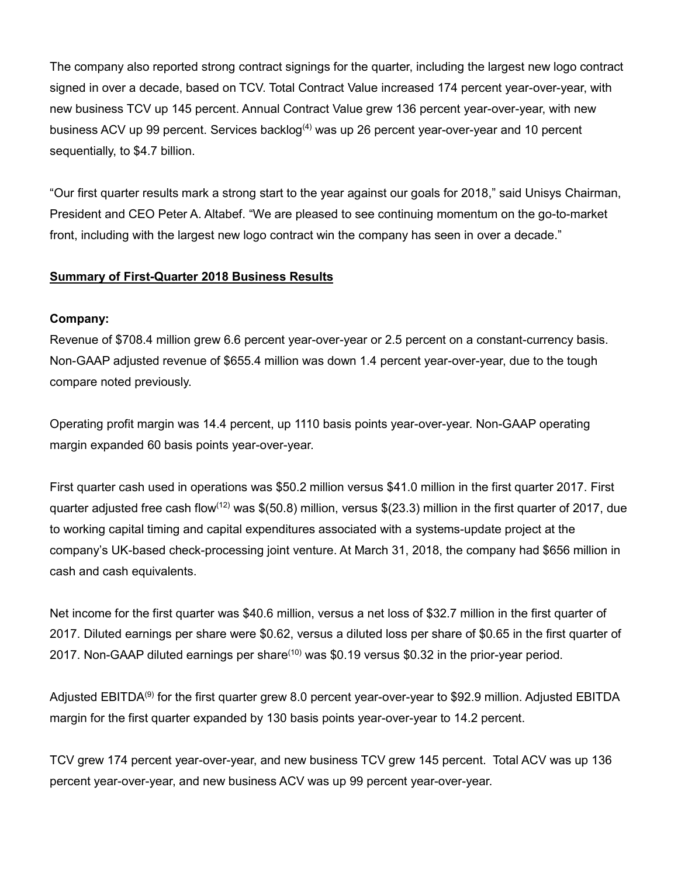The company also reported strong contract signings for the quarter, including the largest new logo contract signed in over a decade, based on TCV. Total Contract Value increased 174 percent year-over-year, with new business TCV up 145 percent. Annual Contract Value grew 136 percent year-over-year, with new business ACV up 99 percent. Services backlog[4] was up 26 percent year-over-year and 10 percent sequentially, to $4.7 billion.

"Our first quarter results mark a strong start to the year against our goals for 2018," said Unisys Chairman, President and CEO Peter A. Altabef. "We are pleased to see continuing momentum on the go-to-market front, including with the largest new logo contract win the company has seen in over a decade."

## Summary of First-Quarter 2018 Business Results

**Company:**

Revenue of $708.4 million grew 6.6 percent year-over-year or 2.5 percent on a constant-currency basis. Non-GAAP adjusted revenue of $655.4 million was down 1.4 percent year-over-year, due to the tough compare noted previously.

Operating profit margin was 14.4 percent, up 1110 basis points year-over-year. Non-GAAP operating margin expanded 60 basis points year-over-year.

First quarter cash used in operations was $50.2 million versus $41.0 million in the first quarter 2017. First quarter adjusted free cash flow[12] was $(50.8) million, versus $(23.3) million in the first quarter of 2017, due to working capital timing and capital expenditures associated with a systems-update project at the company's UK-based check-processing joint venture. At March 31, 2018, the company had $656 million in cash and cash equivalents.

Net income for the first quarter was $40.6 million, versus a net loss of $32.7 million in the first quarter of 2017. Diluted earnings per share were $0.62, versus a diluted loss per share of $0.65 in the first quarter of 2017. Non-GAAP diluted earnings per share[10] was $0.19 versus $0.32 in the prior-year period.

Adjusted EBITDA[9] for the first quarter grew 8.0 percent year-over-year to $92.9 million. Adjusted EBITDA margin for the first quarter expanded by 130 basis points year-over-year to 14.2 percent.

TCV grew 174 percent year-over-year, and new business TCV grew 145 percent. Total ACV was up 136 percent year-over-year, and new business ACV was up 99 percent year-over-year.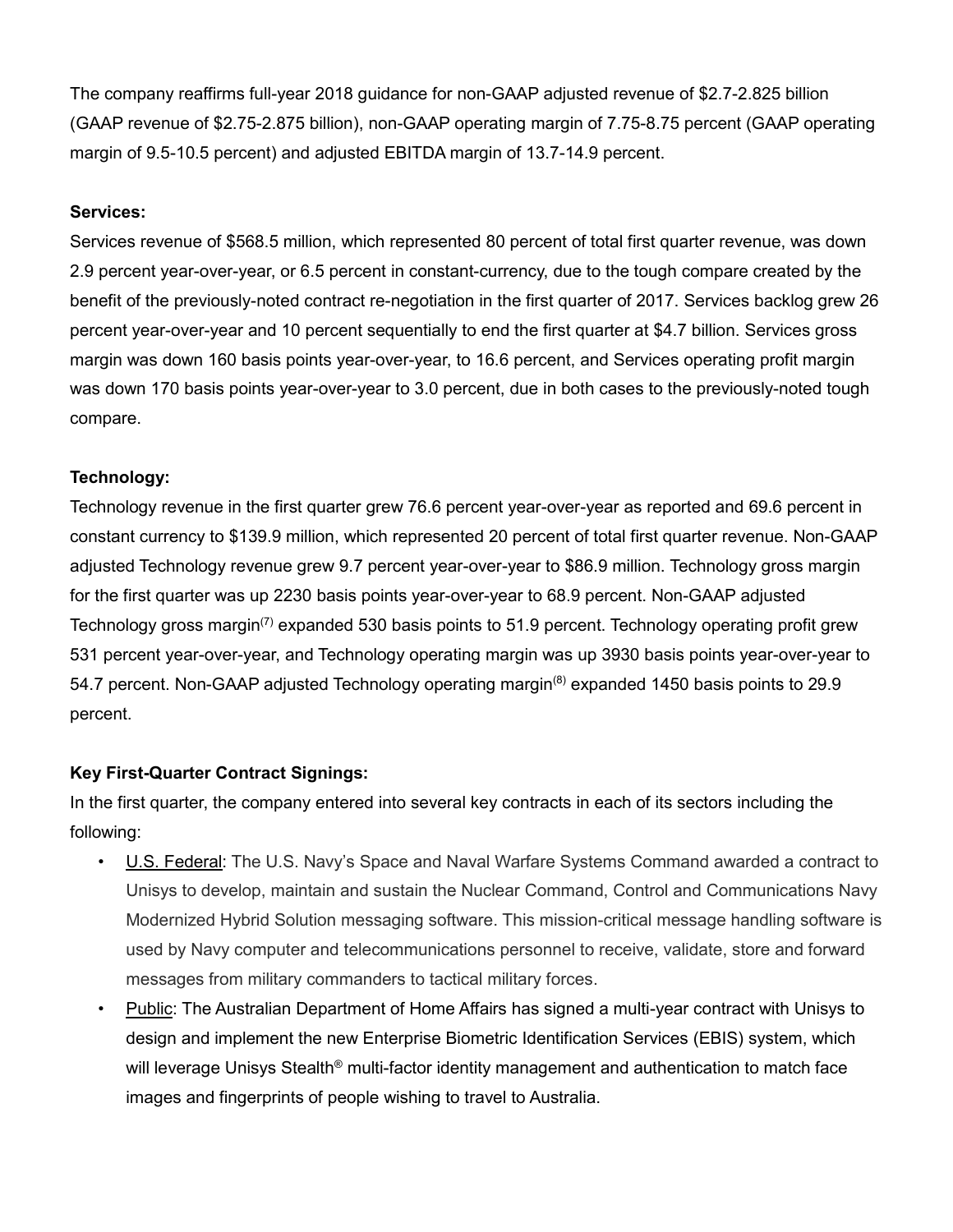The company reaffirms full-year 2018 guidance for non-GAAP adjusted revenue of $2.7-2.825 billion (GAAP revenue of $2.75-2.875 billion), non-GAAP operating margin of 7.75-8.75 percent (GAAP operating margin of 9.5-10.5 percent) and adjusted EBITDA margin of 13.7-14.9 percent.

**Services:**

Services revenue of $568.5 million, which represented 80 percent of total first quarter revenue, was down 2.9 percent year-over-year, or 6.5 percent in constant-currency, due to the tough compare created by the benefit of the previously-noted contract re-negotiation in the first quarter of 2017. Services backlog grew 26 percent year-over-year and 10 percent sequentially to end the first quarter at $4.7 billion. Services gross margin was down 160 basis points year-over-year, to 16.6 percent, and Services operating profit margin was down 170 basis points year-over-year to 3.0 percent, due in both cases to the previously-noted tough compare.

**Technology:**

Technology revenue in the first quarter grew 76.6 percent year-over-year as reported and 69.6 percent in constant currency to $139.9 million, which represented 20 percent of total first quarter revenue. Non-GAAP adjusted Technology revenue grew 9.7 percent year-over-year to $86.9 million. Technology gross margin for the first quarter was up 2230 basis points year-over-year to 68.9 percent. Non-GAAP adjusted Technology gross margin[(7)] expanded 530 basis points to 51.9 percent. Technology operating profit grew 531 percent year-over-year, and Technology operating margin was up 3930 basis points year-over-year to 54.7 percent. Non-GAAP adjusted Technology operating margin[(8)] expanded 1450 basis points to 29.9 percent.

**Key First-Quarter Contract Signings:**

In the first quarter, the company entered into several key contracts in each of its sectors including the following:

- U.S. Federal: The U.S. Navy's Space and Naval Warfare Systems Command awarded a contract to Unisys to develop, maintain and sustain the Nuclear Command, Control and Communications Navy Modernized Hybrid Solution messaging software. This mission-critical message handling software is used by Navy computer and telecommunications personnel to receive, validate, store and forward messages from military commanders to tactical military forces.
- Public: The Australian Department of Home Affairs has signed a multi-year contract with Unisys to design and implement the new Enterprise Biometric Identification Services (EBIS) system, which will leverage Unisys Stealth® multi-factor identity management and authentication to match face images and fingerprints of people wishing to travel to Australia.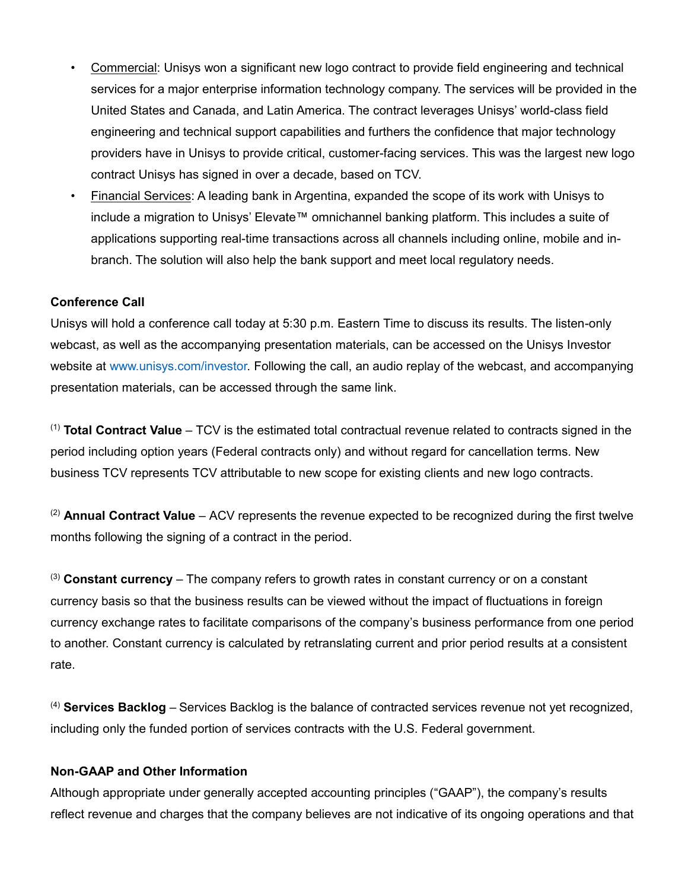- Commercial: Unisys won a significant new logo contract to provide field engineering and technical services for a major enterprise information technology company. The services will be provided in the United States and Canada, and Latin America. The contract leverages Unisys' world-class field engineering and technical support capabilities and furthers the confidence that major technology providers have in Unisys to provide critical, customer-facing services. This was the largest new logo contract Unisys has signed in over a decade, based on TCV.
- Financial Services: A leading bank in Argentina, expanded the scope of its work with Unisys to include a migration to Unisys' Elevate™ omnichannel banking platform. This includes a suite of applications supporting real-time transactions across all channels including online, mobile and in-branch. The solution will also help the bank support and meet local regulatory needs.

**Conference Call**

Unisys will hold a conference call today at 5:30 p.m. Eastern Time to discuss its results. The listen-only webcast, as well as the accompanying presentation materials, can be accessed on the Unisys Investor website at www.unisys.com/investor. Following the call, an audio replay of the webcast, and accompanying presentation materials, can be accessed through the same link.

(1) **Total Contract Value** – TCV is the estimated total contractual revenue related to contracts signed in the period including option years (Federal contracts only) and without regard for cancellation terms. New business TCV represents TCV attributable to new scope for existing clients and new logo contracts.

(2) **Annual Contract Value** – ACV represents the revenue expected to be recognized during the first twelve months following the signing of a contract in the period.

(3) **Constant currency** – The company refers to growth rates in constant currency or on a constant currency basis so that the business results can be viewed without the impact of fluctuations in foreign currency exchange rates to facilitate comparisons of the company's business performance from one period to another. Constant currency is calculated by retranslating current and prior period results at a consistent rate.

(4) **Services Backlog** – Services Backlog is the balance of contracted services revenue not yet recognized, including only the funded portion of services contracts with the U.S. Federal government.

**Non-GAAP and Other Information**

Although appropriate under generally accepted accounting principles ("GAAP"), the company's results reflect revenue and charges that the company believes are not indicative of its ongoing operations and that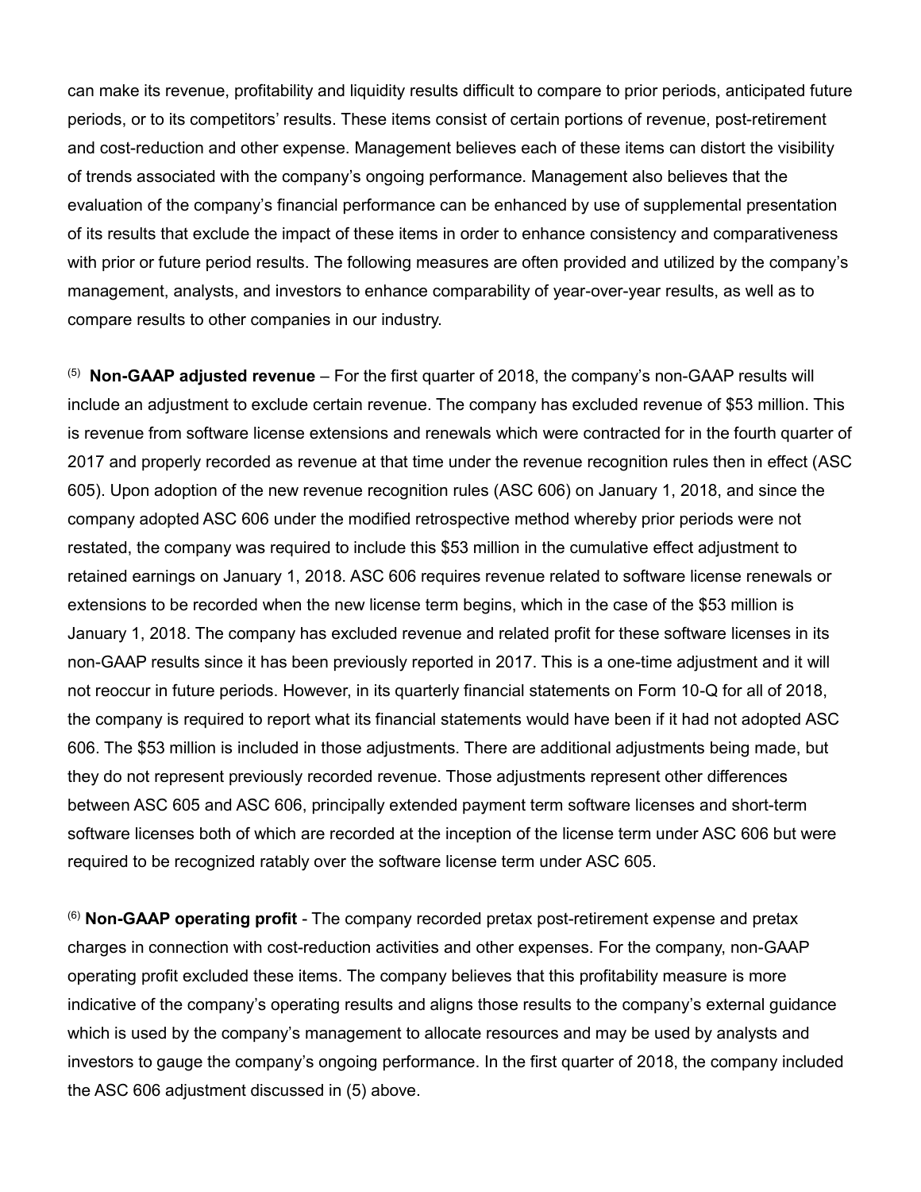can make its revenue, profitability and liquidity results difficult to compare to prior periods, anticipated future periods, or to its competitors' results. These items consist of certain portions of revenue, post-retirement and cost-reduction and other expense. Management believes each of these items can distort the visibility of trends associated with the company's ongoing performance. Management also believes that the evaluation of the company's financial performance can be enhanced by use of supplemental presentation of its results that exclude the impact of these items in order to enhance consistency and comparativeness with prior or future period results. The following measures are often provided and utilized by the company's management, analysts, and investors to enhance comparability of year-over-year results, as well as to compare results to other companies in our industry.

(5) **Non-GAAP adjusted revenue** – For the first quarter of 2018, the company's non-GAAP results will include an adjustment to exclude certain revenue. The company has excluded revenue of $53 million. This is revenue from software license extensions and renewals which were contracted for in the fourth quarter of 2017 and properly recorded as revenue at that time under the revenue recognition rules then in effect (ASC 605). Upon adoption of the new revenue recognition rules (ASC 606) on January 1, 2018, and since the company adopted ASC 606 under the modified retrospective method whereby prior periods were not restated, the company was required to include this $53 million in the cumulative effect adjustment to retained earnings on January 1, 2018. ASC 606 requires revenue related to software license renewals or extensions to be recorded when the new license term begins, which in the case of the $53 million is January 1, 2018. The company has excluded revenue and related profit for these software licenses in its non-GAAP results since it has been previously reported in 2017. This is a one-time adjustment and it will not reoccur in future periods. However, in its quarterly financial statements on Form 10-Q for all of 2018, the company is required to report what its financial statements would have been if it had not adopted ASC 606. The $53 million is included in those adjustments. There are additional adjustments being made, but they do not represent previously recorded revenue. Those adjustments represent other differences between ASC 605 and ASC 606, principally extended payment term software licenses and short-term software licenses both of which are recorded at the inception of the license term under ASC 606 but were required to be recognized ratably over the software license term under ASC 605.

(6) **Non-GAAP operating profit** - The company recorded pretax post-retirement expense and pretax charges in connection with cost-reduction activities and other expenses. For the company, non-GAAP operating profit excluded these items. The company believes that this profitability measure is more indicative of the company's operating results and aligns those results to the company's external guidance which is used by the company's management to allocate resources and may be used by analysts and investors to gauge the company's ongoing performance. In the first quarter of 2018, the company included the ASC 606 adjustment discussed in (5) above.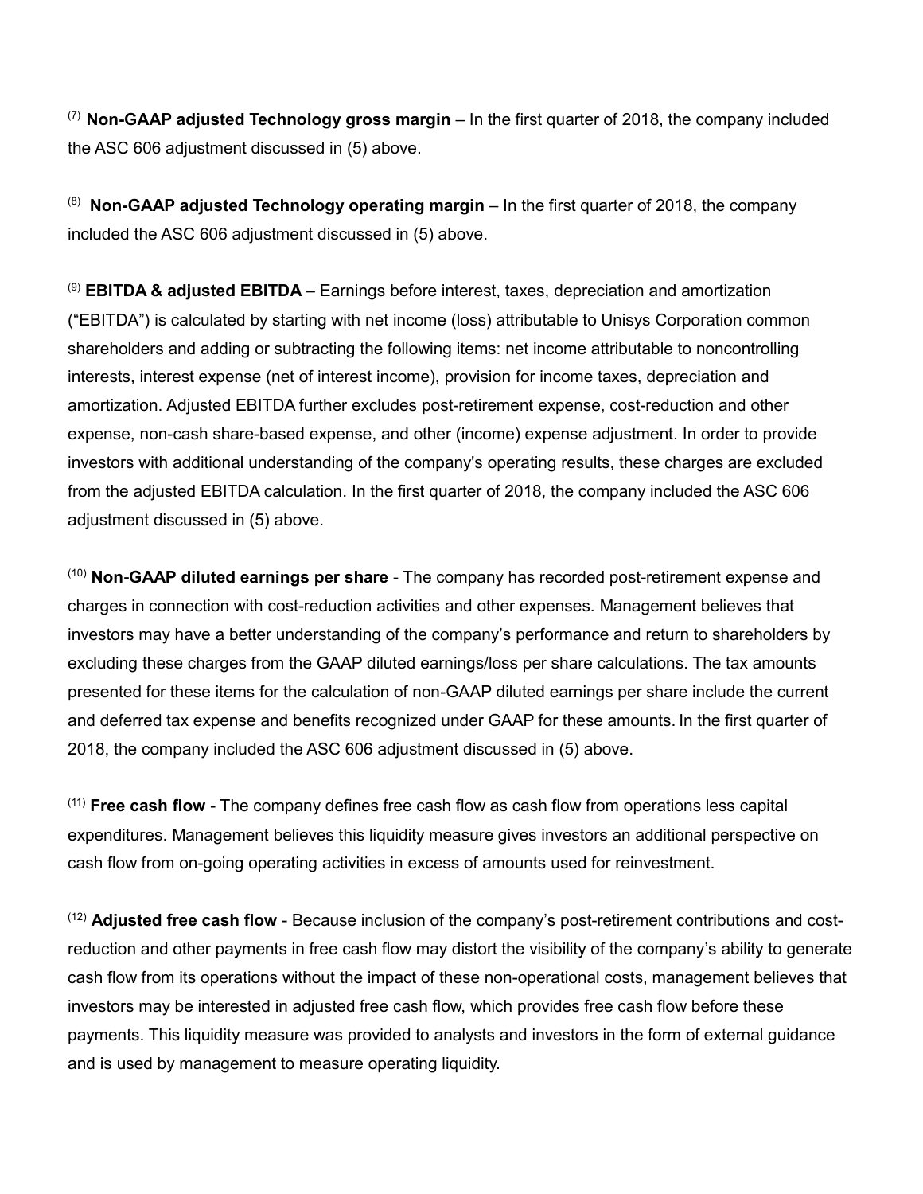[7] **Non-GAAP adjusted Technology gross margin** – In the first quarter of 2018, the company included the ASC 606 adjustment discussed in (5) above.

[8] **Non-GAAP adjusted Technology operating margin** – In the first quarter of 2018, the company included the ASC 606 adjustment discussed in (5) above.

[9] **EBITDA & adjusted EBITDA** – Earnings before interest, taxes, depreciation and amortization ("EBITDA") is calculated by starting with net income (loss) attributable to Unisys Corporation common shareholders and adding or subtracting the following items: net income attributable to noncontrolling interests, interest expense (net of interest income), provision for income taxes, depreciation and amortization. Adjusted EBITDA further excludes post-retirement expense, cost-reduction and other expense, non-cash share-based expense, and other (income) expense adjustment. In order to provide investors with additional understanding of the company's operating results, these charges are excluded from the adjusted EBITDA calculation. In the first quarter of 2018, the company included the ASC 606 adjustment discussed in (5) above.

[10] **Non-GAAP diluted earnings per share** - The company has recorded post-retirement expense and charges in connection with cost-reduction activities and other expenses. Management believes that investors may have a better understanding of the company's performance and return to shareholders by excluding these charges from the GAAP diluted earnings/loss per share calculations. The tax amounts presented for these items for the calculation of non-GAAP diluted earnings per share include the current and deferred tax expense and benefits recognized under GAAP for these amounts. In the first quarter of 2018, the company included the ASC 606 adjustment discussed in (5) above.

[11] **Free cash flow** - The company defines free cash flow as cash flow from operations less capital expenditures. Management believes this liquidity measure gives investors an additional perspective on cash flow from on-going operating activities in excess of amounts used for reinvestment.

[12] **Adjusted free cash flow** - Because inclusion of the company's post-retirement contributions and cost-reduction and other payments in free cash flow may distort the visibility of the company's ability to generate cash flow from its operations without the impact of these non-operational costs, management believes that investors may be interested in adjusted free cash flow, which provides free cash flow before these payments. This liquidity measure was provided to analysts and investors in the form of external guidance and is used by management to measure operating liquidity.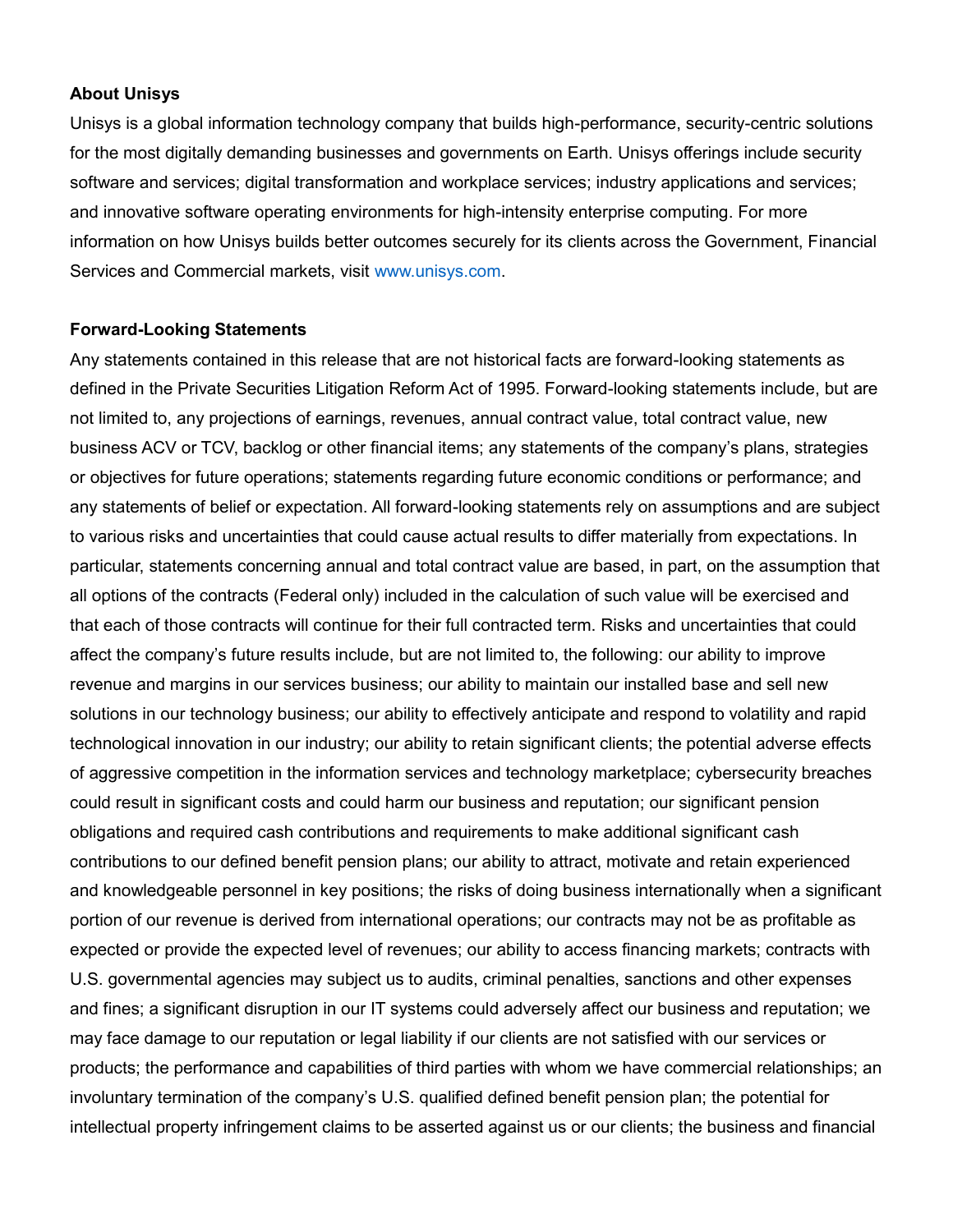**About Unisys**

Unisys is a global information technology company that builds high-performance, security-centric solutions for the most digitally demanding businesses and governments on Earth. Unisys offerings include security software and services; digital transformation and workplace services; industry applications and services; and innovative software operating environments for high-intensity enterprise computing. For more information on how Unisys builds better outcomes securely for its clients across the Government, Financial Services and Commercial markets, visit www.unisys.com.

**Forward-Looking Statements**

Any statements contained in this release that are not historical facts are forward-looking statements as defined in the Private Securities Litigation Reform Act of 1995. Forward-looking statements include, but are not limited to, any projections of earnings, revenues, annual contract value, total contract value, new business ACV or TCV, backlog or other financial items; any statements of the company's plans, strategies or objectives for future operations; statements regarding future economic conditions or performance; and any statements of belief or expectation. All forward-looking statements rely on assumptions and are subject to various risks and uncertainties that could cause actual results to differ materially from expectations. In particular, statements concerning annual and total contract value are based, in part, on the assumption that all options of the contracts (Federal only) included in the calculation of such value will be exercised and that each of those contracts will continue for their full contracted term. Risks and uncertainties that could affect the company's future results include, but are not limited to, the following: our ability to improve revenue and margins in our services business; our ability to maintain our installed base and sell new solutions in our technology business; our ability to effectively anticipate and respond to volatility and rapid technological innovation in our industry; our ability to retain significant clients; the potential adverse effects of aggressive competition in the information services and technology marketplace; cybersecurity breaches could result in significant costs and could harm our business and reputation; our significant pension obligations and required cash contributions and requirements to make additional significant cash contributions to our defined benefit pension plans; our ability to attract, motivate and retain experienced and knowledgeable personnel in key positions; the risks of doing business internationally when a significant portion of our revenue is derived from international operations; our contracts may not be as profitable as expected or provide the expected level of revenues; our ability to access financing markets; contracts with U.S. governmental agencies may subject us to audits, criminal penalties, sanctions and other expenses and fines; a significant disruption in our IT systems could adversely affect our business and reputation; we may face damage to our reputation or legal liability if our clients are not satisfied with our services or products; the performance and capabilities of third parties with whom we have commercial relationships; an involuntary termination of the company's U.S. qualified defined benefit pension plan; the potential for intellectual property infringement claims to be asserted against us or our clients; the business and financial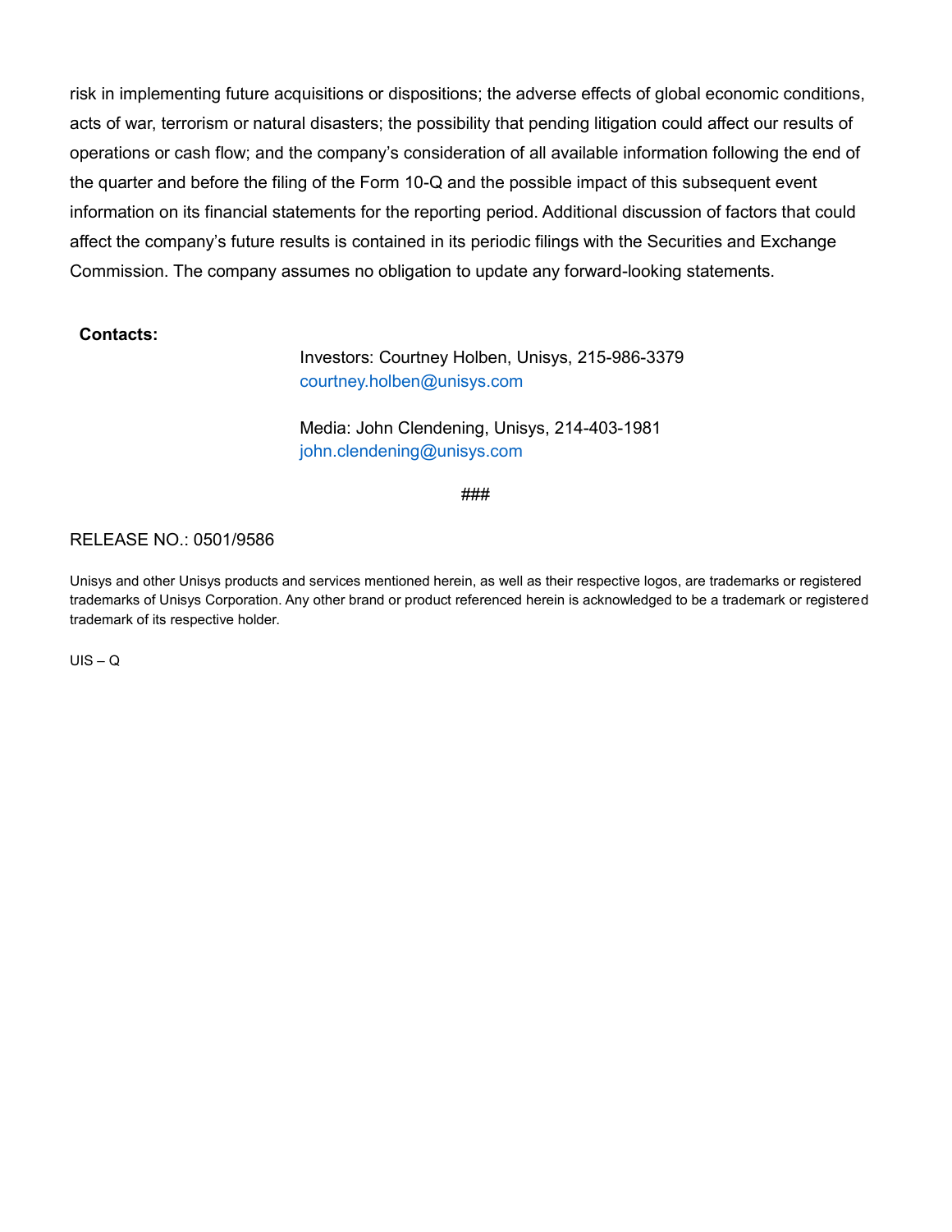risk in implementing future acquisitions or dispositions; the adverse effects of global economic conditions, acts of war, terrorism or natural disasters; the possibility that pending litigation could affect our results of operations or cash flow; and the company's consideration of all available information following the end of the quarter and before the filing of the Form 10-Q and the possible impact of this subsequent event information on its financial statements for the reporting period. Additional discussion of factors that could affect the company's future results is contained in its periodic filings with the Securities and Exchange Commission. The company assumes no obligation to update any forward-looking statements.

**Contacts:**

Investors: Courtney Holben, Unisys, 215-986-3379
courtney.holben@unisys.com

Media: John Clendening, Unisys, 214-403-1981
john.clendening@unisys.com

###

RELEASE NO.: 0501/9586

Unisys and other Unisys products and services mentioned herein, as well as their respective logos, are trademarks or registered trademarks of Unisys Corporation. Any other brand or product referenced herein is acknowledged to be a trademark or registered trademark of its respective holder.

UIS – Q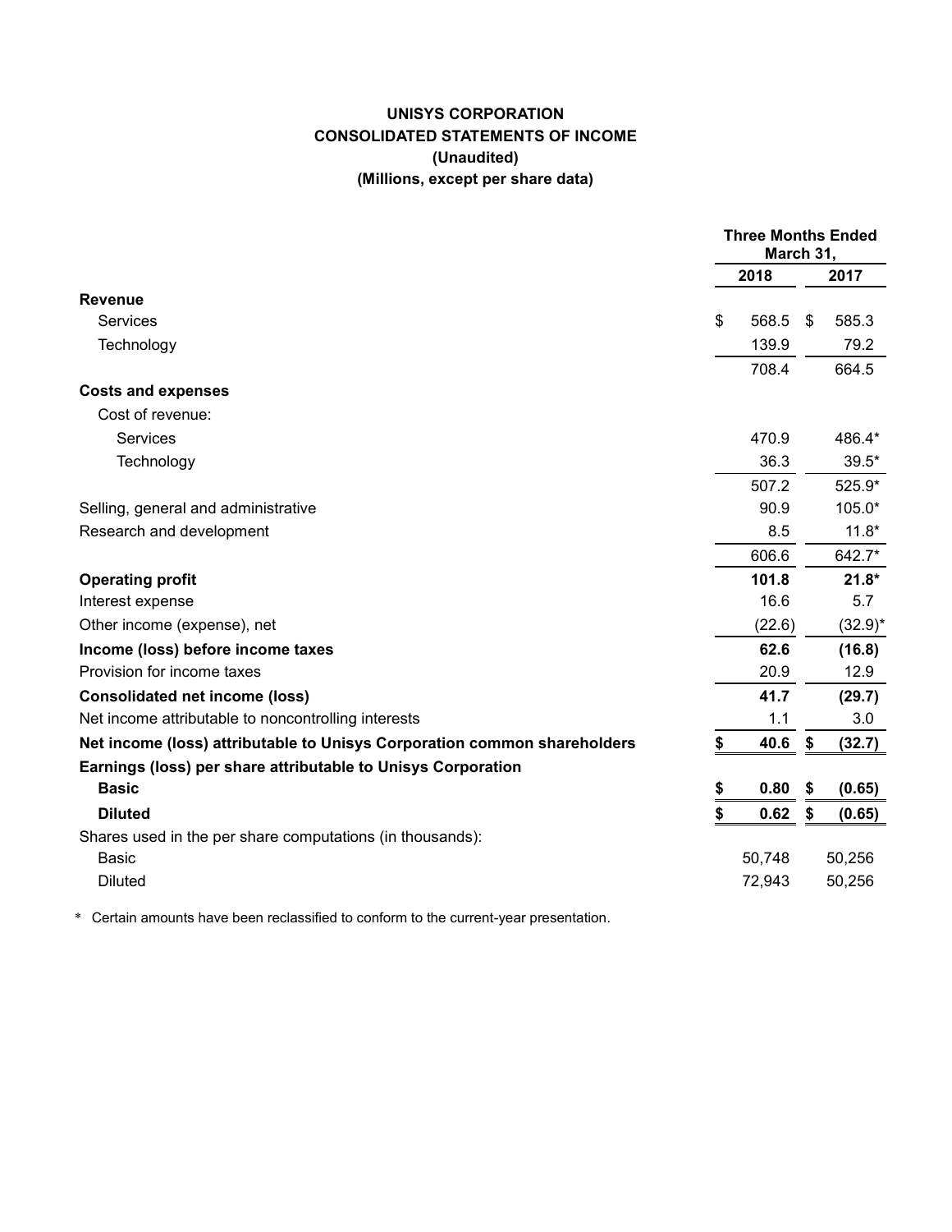**UNISYS CORPORATION**
**CONSOLIDATED STATEMENTS OF INCOME**
**(Unaudited)**
**(Millions, except per share data)**

| | Three Months Ended March 31, | |
|---|---|---|
| | 2018 | 2017 |
| **Revenue** | | |
| Services | $ 568.5 | $ 585.3 |
| Technology | 139.9 | 79.2 |
| | 708.4 | 664.5 |
| **Costs and expenses** | | |
| Cost of revenue: | | |
| Services | 470.9 | 486.4* |
| Technology | 36.3 | 39.5* |
| | 507.2 | 525.9* |
| Selling, general and administrative | 90.9 | 105.0* |
| Research and development | 8.5 | 11.8* |
| | 606.6 | 642.7* |
| **Operating profit** | **101.8** | **21.8*** |
| Interest expense | 16.6 | 5.7 |
| Other income (expense), net | (22.6) | (32.9)* |
| **Income (loss) before income taxes** | **62.6** | **(16.8)** |
| Provision for income taxes | 20.9 | 12.9 |
| **Consolidated net income (loss)** | **41.7** | **(29.7)** |
| Net income attributable to noncontrolling interests | 1.1 | 3.0 |
| **Net income (loss) attributable to Unisys Corporation common shareholders** | **$ 40.6** | **$ (32.7)** |
| **Earnings (loss) per share attributable to Unisys Corporation** | | |
| **Basic** | **$ 0.80** | **$ (0.65)** |
| **Diluted** | **$ 0.62** | **$ (0.65)** |
| Shares used in the per share computations (in thousands): | | |
| Basic | 50,748 | 50,256 |
| Diluted | 72,943 | 50,256 |

\* Certain amounts have been reclassified to conform to the current-year presentation.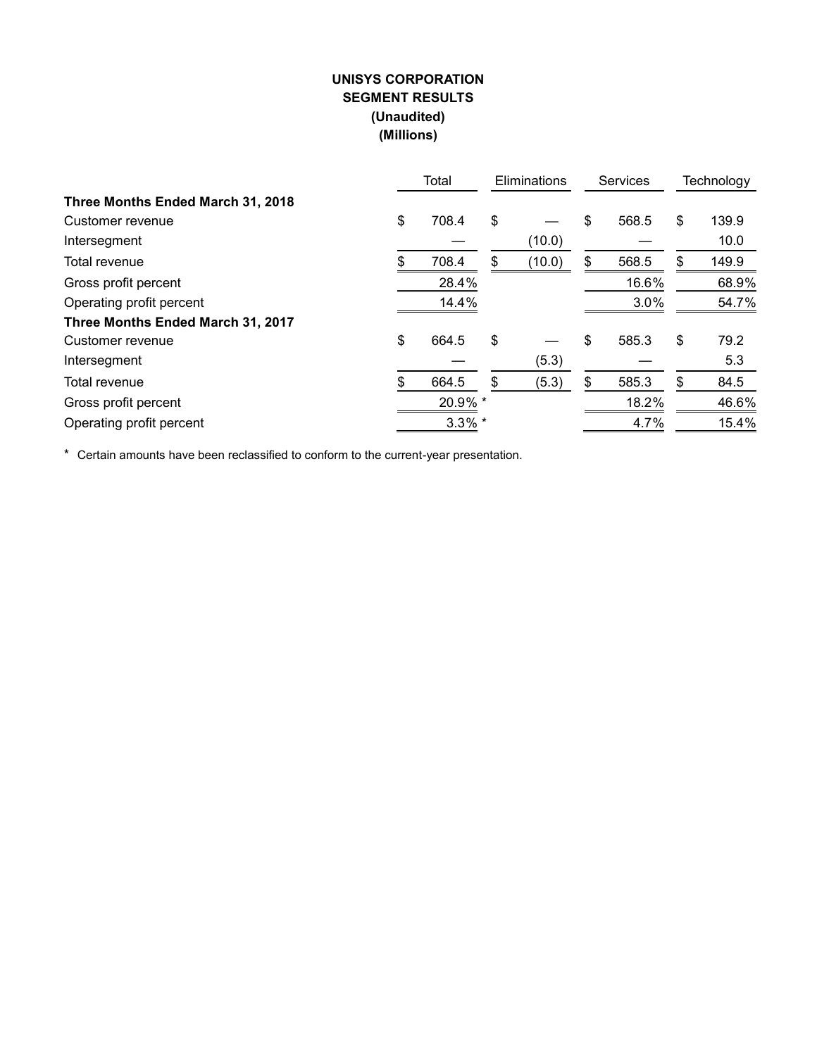**UNISYS CORPORATION**
**SEGMENT RESULTS**
**(Unaudited)**
**(Millions)**

| | Total | Eliminations | Services | Technology |
|---|---|---|---|---|
| **Three Months Ended March 31, 2018** | | | | |
| Customer revenue | $ 708.4 | $ — | $ 568.5 | $ 139.9 |
| Intersegment | — | (10.0) | — | 10.0 |
| Total revenue | $ 708.4 | $ (10.0) | $ 568.5 | $ 149.9 |
| Gross profit percent | 28.4% | | 16.6% | 68.9% |
| Operating profit percent | 14.4% | | 3.0% | 54.7% |
| **Three Months Ended March 31, 2017** | | | | |
| Customer revenue | $ 664.5 | $ — | $ 585.3 | $ 79.2 |
| Intersegment | — | (5.3) | — | 5.3 |
| Total revenue | $ 664.5 | $ (5.3) | $ 585.3 | $ 84.5 |
| Gross profit percent | 20.9% * | | 18.2% | 46.6% |
| Operating profit percent | 3.3% * | | 4.7% | 15.4% |

\* Certain amounts have been reclassified to conform to the current-year presentation.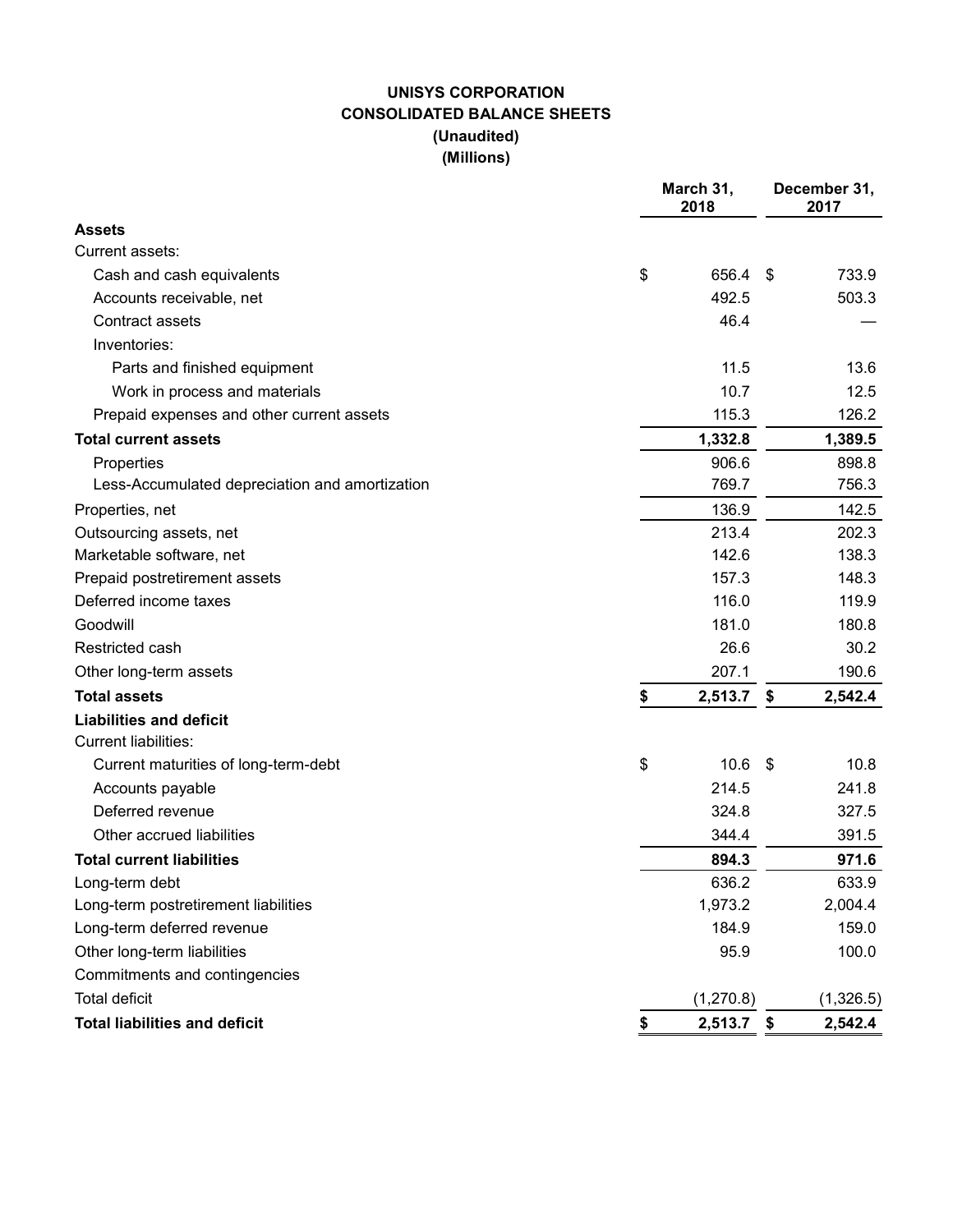# UNISYS CORPORATION
## CONSOLIDATED BALANCE SHEETS
### (Unaudited)
### (Millions)

| | March 31, 2018 | December 31, 2017 |
|---|---|---|
| **Assets** | | |
| Current assets: | | |
| Cash and cash equivalents | $ 656.4 | $ 733.9 |
| Accounts receivable, net | 492.5 | 503.3 |
| Contract assets | 46.4 | — |
| Inventories: | | |
| Parts and finished equipment | 11.5 | 13.6 |
| Work in process and materials | 10.7 | 12.5 |
| Prepaid expenses and other current assets | 115.3 | 126.2 |
| **Total current assets** | **1,332.8** | **1,389.5** |
| Properties | 906.6 | 898.8 |
| Less-Accumulated depreciation and amortization | 769.7 | 756.3 |
| Properties, net | 136.9 | 142.5 |
| Outsourcing assets, net | 213.4 | 202.3 |
| Marketable software, net | 142.6 | 138.3 |
| Prepaid postretirement assets | 157.3 | 148.3 |
| Deferred income taxes | 116.0 | 119.9 |
| Goodwill | 181.0 | 180.8 |
| Restricted cash | 26.6 | 30.2 |
| Other long-term assets | 207.1 | 190.6 |
| **Total assets** | **$ 2,513.7** | **$ 2,542.4** |
| **Liabilities and deficit** | | |
| Current liabilities: | | |
| Current maturities of long-term-debt | $ 10.6 | $ 10.8 |
| Accounts payable | 214.5 | 241.8 |
| Deferred revenue | 324.8 | 327.5 |
| Other accrued liabilities | 344.4 | 391.5 |
| **Total current liabilities** | **894.3** | **971.6** |
| Long-term debt | 636.2 | 633.9 |
| Long-term postretirement liabilities | 1,973.2 | 2,004.4 |
| Long-term deferred revenue | 184.9 | 159.0 |
| Other long-term liabilities | 95.9 | 100.0 |
| Commitments and contingencies | | |
| Total deficit | (1,270.8) | (1,326.5) |
| **Total liabilities and deficit** | **$ 2,513.7** | **$ 2,542.4** |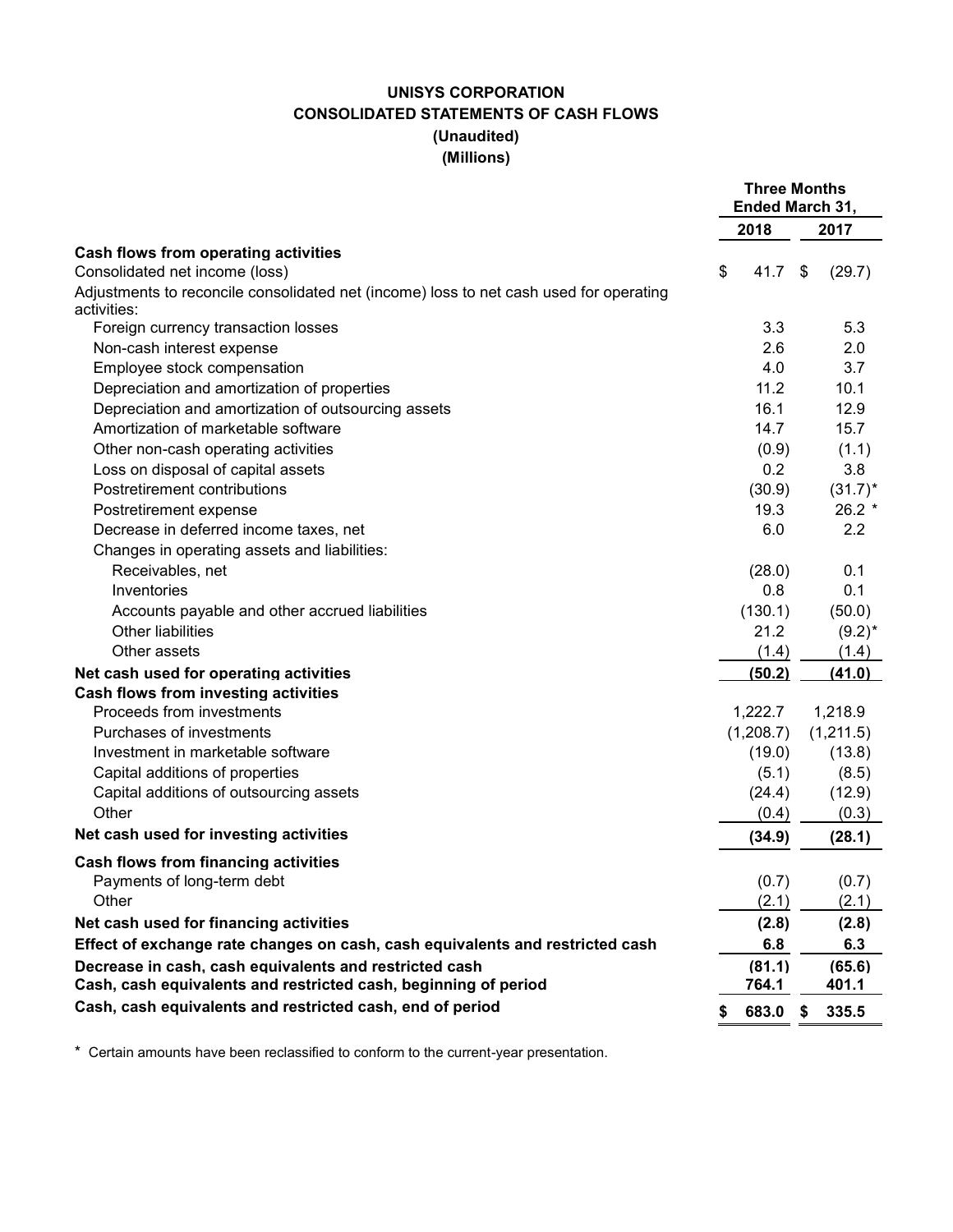# UNISYS CORPORATION
## CONSOLIDATED STATEMENTS OF CASH FLOWS
### (Unaudited)
### (Millions)

| | Three Months Ended March 31, | |
|---|---|---|
| | **2018** | **2017** |
| **Cash flows from operating activities** | | |
| Consolidated net income (loss) | $ 41.7 | $ (29.7) |
| Adjustments to reconcile consolidated net (income) loss to net cash used for operating activities: | | |
| Foreign currency transaction losses | 3.3 | 5.3 |
| Non-cash interest expense | 2.6 | 2.0 |
| Employee stock compensation | 4.0 | 3.7 |
| Depreciation and amortization of properties | 11.2 | 10.1 |
| Depreciation and amortization of outsourcing assets | 16.1 | 12.9 |
| Amortization of marketable software | 14.7 | 15.7 |
| Other non-cash operating activities | (0.9) | (1.1) |
| Loss on disposal of capital assets | 0.2 | 3.8 |
| Postretirement contributions | (30.9) | (31.7)* |
| Postretirement expense | 19.3 | 26.2 * |
| Decrease in deferred income taxes, net | 6.0 | 2.2 |
| Changes in operating assets and liabilities: | | |
| Receivables, net | (28.0) | 0.1 |
| Inventories | 0.8 | 0.1 |
| Accounts payable and other accrued liabilities | (130.1) | (50.0) |
| Other liabilities | 21.2 | (9.2)* |
| Other assets | (1.4) | (1.4) |
| **Net cash used for operating activities** | **(50.2)** | **(41.0)** |
| **Cash flows from investing activities** | | |
| Proceeds from investments | 1,222.7 | 1,218.9 |
| Purchases of investments | (1,208.7) | (1,211.5) |
| Investment in marketable software | (19.0) | (13.8) |
| Capital additions of properties | (5.1) | (8.5) |
| Capital additions of outsourcing assets | (24.4) | (12.9) |
| Other | (0.4) | (0.3) |
| **Net cash used for investing activities** | **(34.9)** | **(28.1)** |
| **Cash flows from financing activities** | | |
| Payments of long-term debt | (0.7) | (0.7) |
| Other | (2.1) | (2.1) |
| **Net cash used for financing activities** | **(2.8)** | **(2.8)** |
| **Effect of exchange rate changes on cash, cash equivalents and restricted cash** | **6.8** | **6.3** |
| **Decrease in cash, cash equivalents and restricted cash** | **(81.1)** | **(65.6)** |
| **Cash, cash equivalents and restricted cash, beginning of period** | **764.1** | **401.1** |
| **Cash, cash equivalents and restricted cash, end of period** | **$ 683.0** | **$ 335.5** |

* Certain amounts have been reclassified to conform to the current-year presentation.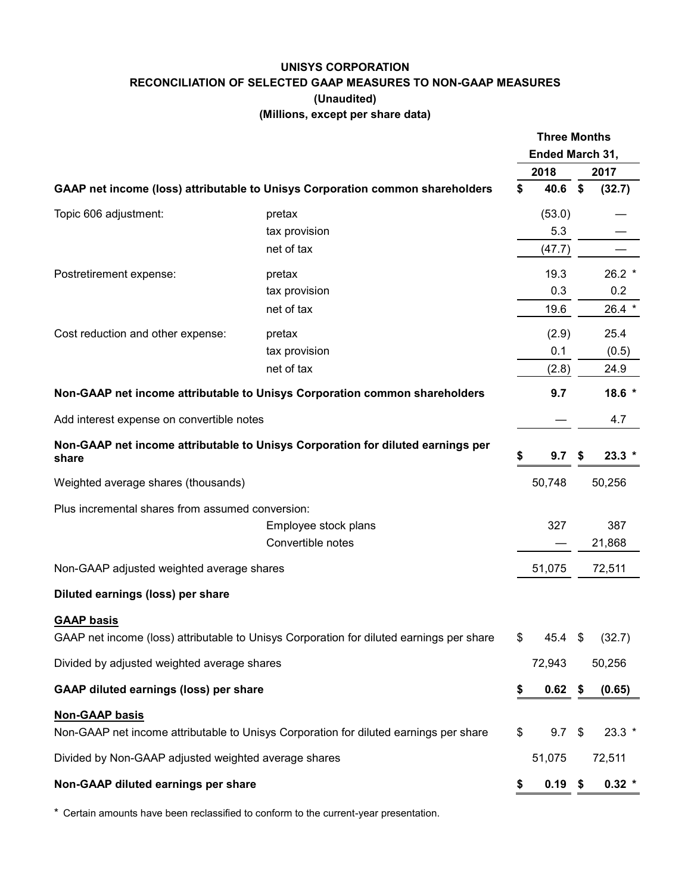# UNISYS CORPORATION

## RECONCILIATION OF SELECTED GAAP MEASURES TO NON-GAAP MEASURES

**(Unaudited)**

**(Millions, except per share data)**

| | | Three Months Ended March 31, 2018 | Three Months Ended March 31, 2017 |
|---|---|---|---|
| **GAAP net income (loss) attributable to Unisys Corporation common shareholders** | | **$ 40.6** | **$ (32.7)** |
| Topic 606 adjustment: | pretax | (53.0) | — |
| | tax provision | 5.3 | — |
| | net of tax | (47.7) | — |
| Postretirement expense: | pretax | 19.3 | 26.2 * |
| | tax provision | 0.3 | 0.2 |
| | net of tax | 19.6 | 26.4 * |
| Cost reduction and other expense: | pretax | (2.9) | 25.4 |
| | tax provision | 0.1 | (0.5) |
| | net of tax | (2.8) | 24.9 |
| **Non-GAAP net income attributable to Unisys Corporation common shareholders** | | **9.7** | **18.6 *** |
| Add interest expense on convertible notes | | — | 4.7 |
| **Non-GAAP net income attributable to Unisys Corporation for diluted earnings per share** | | **$ 9.7** | **$ 23.3 *** |
| Weighted average shares (thousands) | | 50,748 | 50,256 |
| Plus incremental shares from assumed conversion: | | | |
| | Employee stock plans | 327 | 387 |
| | Convertible notes | — | 21,868 |
| Non-GAAP adjusted weighted average shares | | 51,075 | 72,511 |
| **Diluted earnings (loss) per share** | | | |
| **GAAP basis** | | | |
| GAAP net income (loss) attributable to Unisys Corporation for diluted earnings per share | | $ 45.4 | $ (32.7) |
| Divided by adjusted weighted average shares | | 72,943 | 50,256 |
| **GAAP diluted earnings (loss) per share** | | **$ 0.62** | **$ (0.65)** |
| **Non-GAAP basis** | | | |
| Non-GAAP net income attributable to Unisys Corporation for diluted earnings per share | | $ 9.7 | $ 23.3 * |
| Divided by Non-GAAP adjusted weighted average shares | | 51,075 | 72,511 |
| **Non-GAAP diluted earnings per share** | | **$ 0.19** | **$ 0.32 *** |

* Certain amounts have been reclassified to conform to the current-year presentation.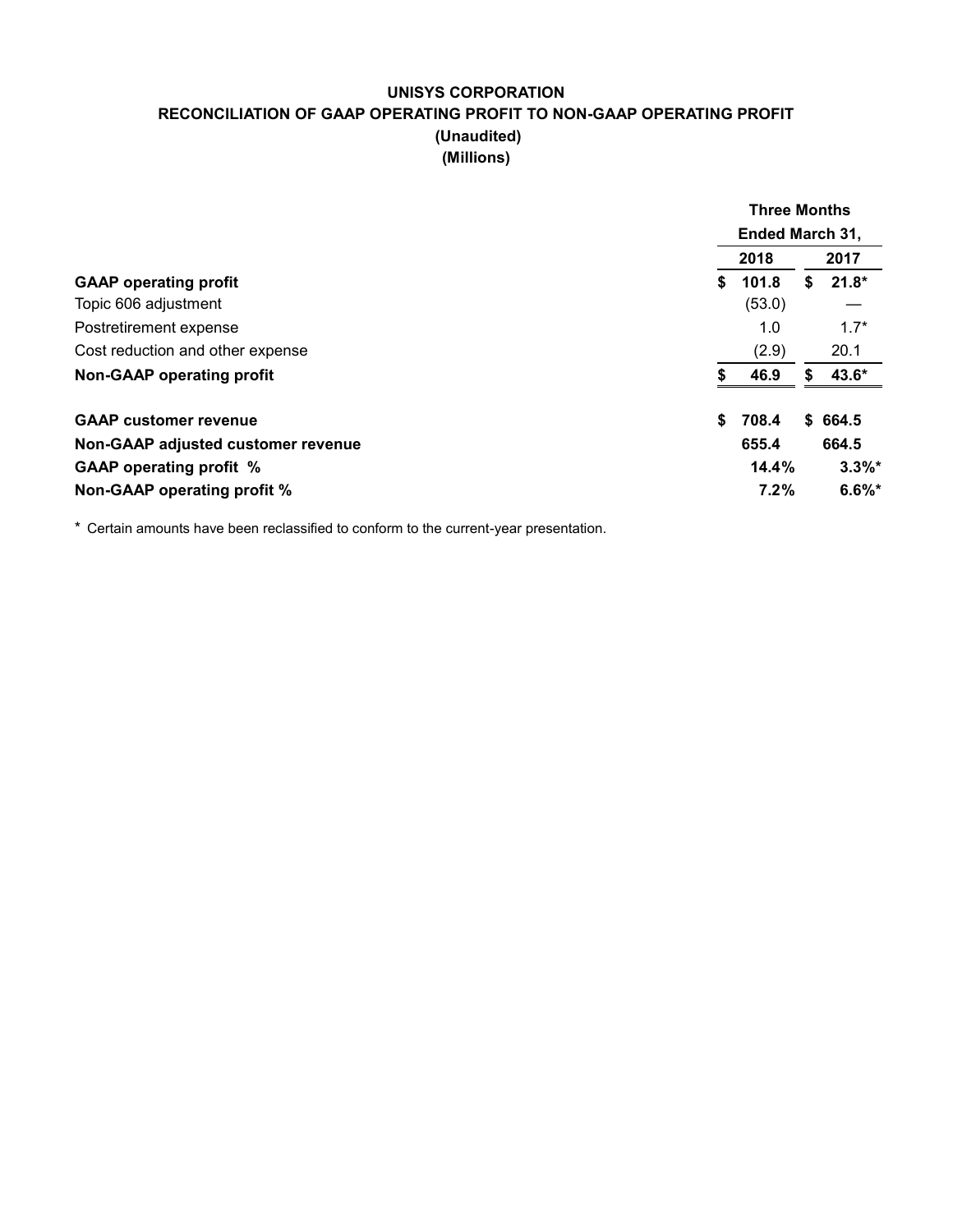**UNISYS CORPORATION**

**RECONCILIATION OF GAAP OPERATING PROFIT TO NON-GAAP OPERATING PROFIT**

**(Unaudited)**

**(Millions)**

| | Three Months Ended March 31, | |
|---|---|---|
| | 2018 | 2017 |
| **GAAP operating profit** | **$ 101.8** | **$ 21.8*** |
| Topic 606 adjustment | (53.0) | — |
| Postretirement expense | 1.0 | 1.7* |
| Cost reduction and other expense | (2.9) | 20.1 |
| **Non-GAAP operating profit** | **$ 46.9** | **$ 43.6*** |
| | | |
| **GAAP customer revenue** | **$ 708.4** | **$ 664.5** |
| **Non-GAAP adjusted customer revenue** | **655.4** | **664.5** |
| **GAAP operating profit %** | **14.4%** | **3.3%*** |
| **Non-GAAP operating profit %** | **7.2%** | **6.6%*** |

* Certain amounts have been reclassified to conform to the current-year presentation.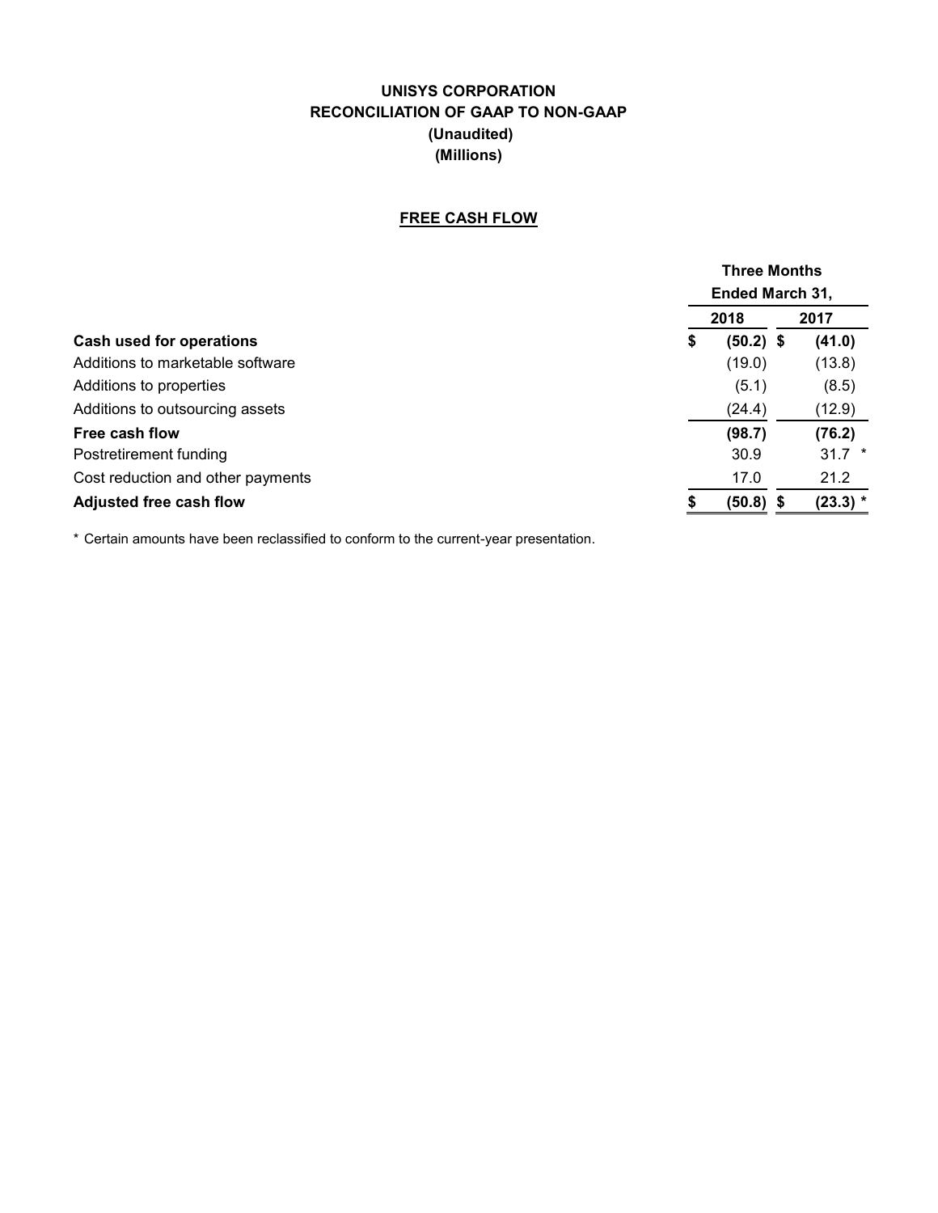# UNISYS CORPORATION
## RECONCILIATION OF GAAP TO NON-GAAP
## (Unaudited)
## (Millions)

### FREE CASH FLOW

| | Three Months Ended March 31, | |
|---|---|---|
| | 2018 | 2017 |
| **Cash used for operations** | **$ (50.2)** | **$ (41.0)** |
| Additions to marketable software | (19.0) | (13.8) |
| Additions to properties | (5.1) | (8.5) |
| Additions to outsourcing assets | (24.4) | (12.9) |
| **Free cash flow** | **(98.7)** | **(76.2)** |
| Postretirement funding | 30.9 | 31.7 * |
| Cost reduction and other payments | 17.0 | 21.2 |
| **Adjusted free cash flow** | **$ (50.8)** | **$ (23.3) *** |

* Certain amounts have been reclassified to conform to the current-year presentation.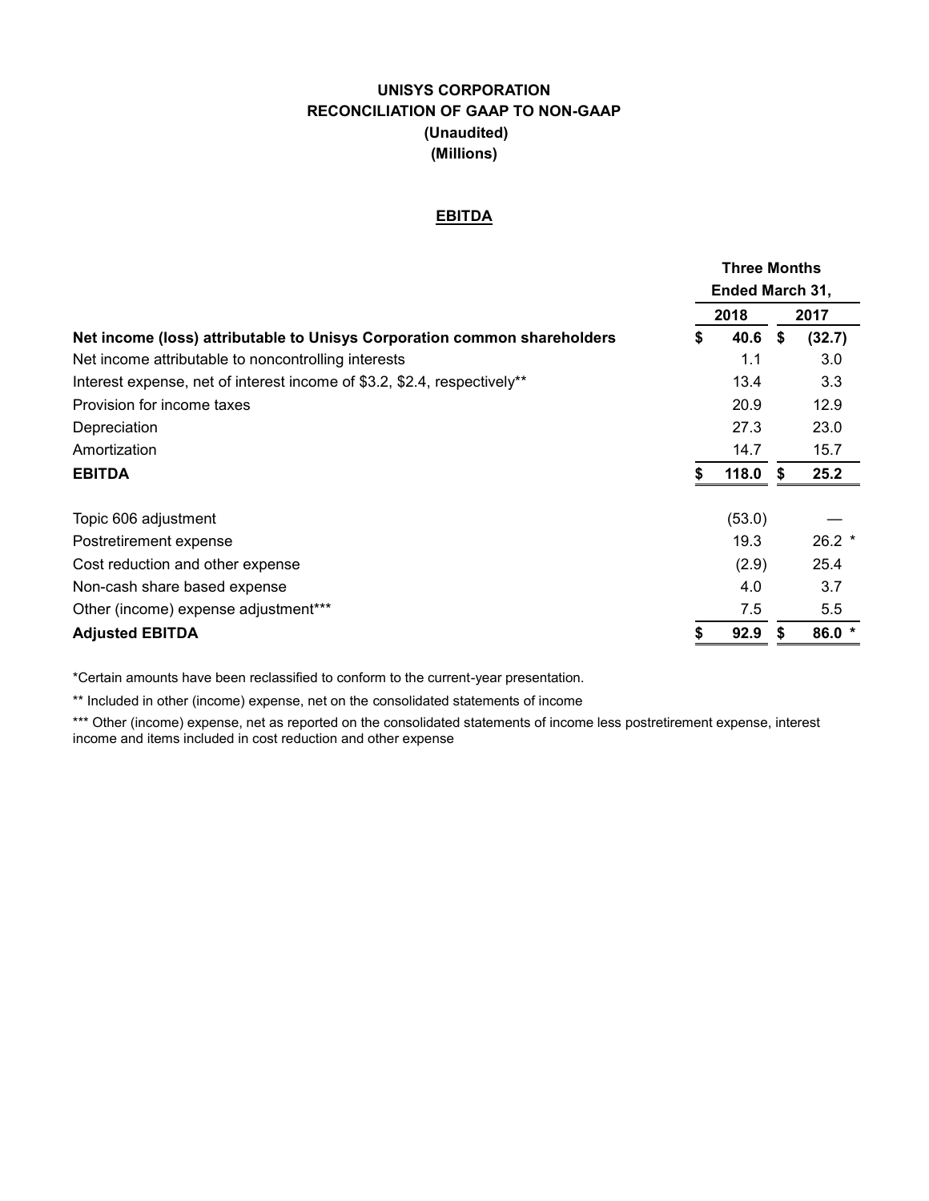**UNISYS CORPORATION**
**RECONCILIATION OF GAAP TO NON-GAAP**
**(Unaudited)**
**(Millions)**

**EBITDA**

| | Three Months Ended March 31, | |
|---|---|---|
| | 2018 | 2017 |
| **Net income (loss) attributable to Unisys Corporation common shareholders** | **$ 40.6** | **$ (32.7)** |
| Net income attributable to noncontrolling interests | 1.1 | 3.0 |
| Interest expense, net of interest income of $3.2, $2.4, respectively** | 13.4 | 3.3 |
| Provision for income taxes | 20.9 | 12.9 |
| Depreciation | 27.3 | 23.0 |
| Amortization | 14.7 | 15.7 |
| **EBITDA** | **$ 118.0** | **$ 25.2** |
| | | |
| Topic 606 adjustment | (53.0) | — |
| Postretirement expense | 19.3 | 26.2 * |
| Cost reduction and other expense | (2.9) | 25.4 |
| Non-cash share based expense | 4.0 | 3.7 |
| Other (income) expense adjustment*** | 7.5 | 5.5 |
| **Adjusted EBITDA** | **$ 92.9** | **$ 86.0 *** |

*Certain amounts have been reclassified to conform to the current-year presentation.

** Included in other (income) expense, net on the consolidated statements of income

*** Other (income) expense, net as reported on the consolidated statements of income less postretirement expense, interest income and items included in cost reduction and other expense